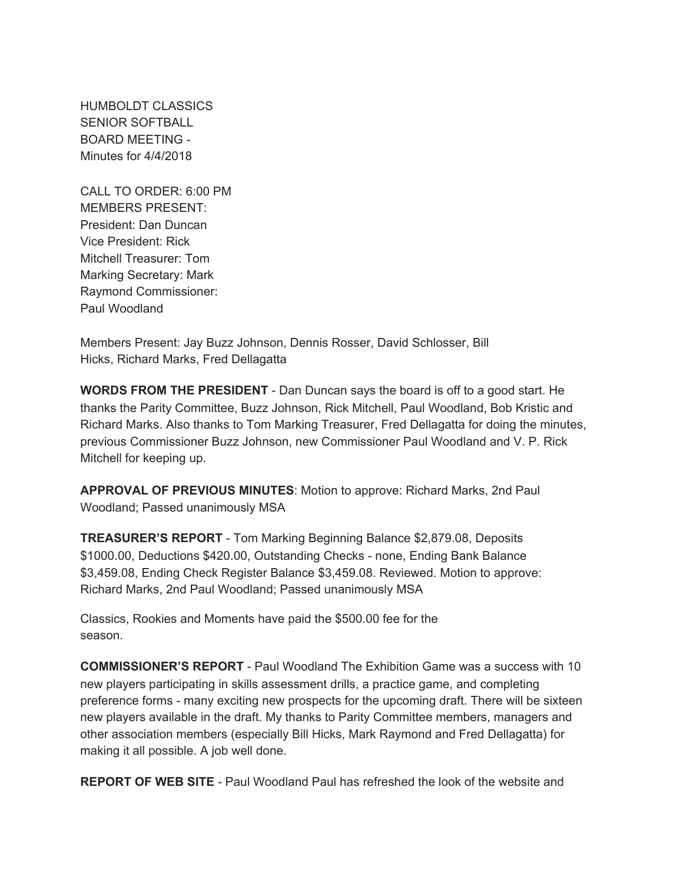HUMBOLDT CLASSICS
SENIOR SOFTBALL
BOARD MEETING -
Minutes for 4/4/2018

CALL TO ORDER: 6:00 PM
MEMBERS PRESENT:
President: Dan Duncan
Vice President: Rick
Mitchell Treasurer: Tom
Marking Secretary: Mark
Raymond Commissioner:
Paul Woodland

Members Present: Jay Buzz Johnson, Dennis Rosser, David Schlosser, Bill Hicks, Richard Marks, Fred Dellagatta

**WORDS FROM THE PRESIDENT** - Dan Duncan says the board is off to a good start. He thanks the Parity Committee, Buzz Johnson, Rick Mitchell, Paul Woodland, Bob Kristic and Richard Marks. Also thanks to Tom Marking Treasurer, Fred Dellagatta for doing the minutes, previous Commissioner Buzz Johnson, new Commissioner Paul Woodland and V. P. Rick Mitchell for keeping up.

**APPROVAL OF PREVIOUS MINUTES**: Motion to approve: Richard Marks, 2nd Paul Woodland; Passed unanimously MSA

**TREASURER'S REPORT** - Tom Marking Beginning Balance $2,879.08, Deposits $1000.00, Deductions $420.00, Outstanding Checks - none, Ending Bank Balance $3,459.08, Ending Check Register Balance $3,459.08. Reviewed. Motion to approve: Richard Marks, 2nd Paul Woodland; Passed unanimously MSA

Classics, Rookies and Moments have paid the $500.00 fee for the season.

**COMMISSIONER'S REPORT** - Paul Woodland The Exhibition Game was a success with 10 new players participating in skills assessment drills, a practice game, and completing preference forms - many exciting new prospects for the upcoming draft. There will be sixteen new players available in the draft. My thanks to Parity Committee members, managers and other association members (especially Bill Hicks, Mark Raymond and Fred Dellagatta) for making it all possible. A job well done.

**REPORT OF WEB SITE** - Paul Woodland Paul has refreshed the look of the website and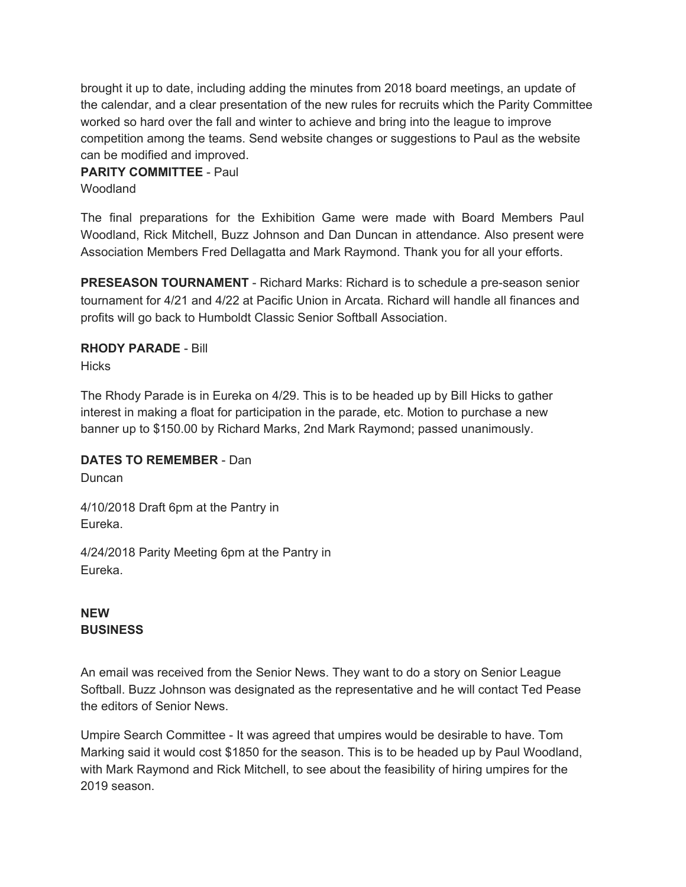brought it up to date, including adding the minutes from 2018 board meetings, an update of the calendar, and a clear presentation of the new rules for recruits which the Parity Committee worked so hard over the fall and winter to achieve and bring into the league to improve competition among the teams. Send website changes or suggestions to Paul as the website can be modified and improved.

**PARITY COMMITTEE** - Paul Woodland

The final preparations for the Exhibition Game were made with Board Members Paul Woodland, Rick Mitchell, Buzz Johnson and Dan Duncan in attendance. Also present were Association Members Fred Dellagatta and Mark Raymond. Thank you for all your efforts.

**PRESEASON TOURNAMENT** - Richard Marks: Richard is to schedule a pre-season senior tournament for 4/21 and 4/22 at Pacific Union in Arcata. Richard will handle all finances and profits will go back to Humboldt Classic Senior Softball Association.

**RHODY PARADE** - Bill Hicks

The Rhody Parade is in Eureka on 4/29. This is to be headed up by Bill Hicks to gather interest in making a float for participation in the parade, etc. Motion to purchase a new banner up to $150.00 by Richard Marks, 2nd Mark Raymond; passed unanimously.

**DATES TO REMEMBER** - Dan Duncan

4/10/2018 Draft 6pm at the Pantry in Eureka.

4/24/2018 Parity Meeting 6pm at the Pantry in Eureka.

**NEW BUSINESS**

An email was received from the Senior News. They want to do a story on Senior League Softball. Buzz Johnson was designated as the representative and he will contact Ted Pease the editors of Senior News.

Umpire Search Committee - It was agreed that umpires would be desirable to have. Tom Marking said it would cost $1850 for the season. This is to be headed up by Paul Woodland, with Mark Raymond and Rick Mitchell, to see about the feasibility of hiring umpires for the 2019 season.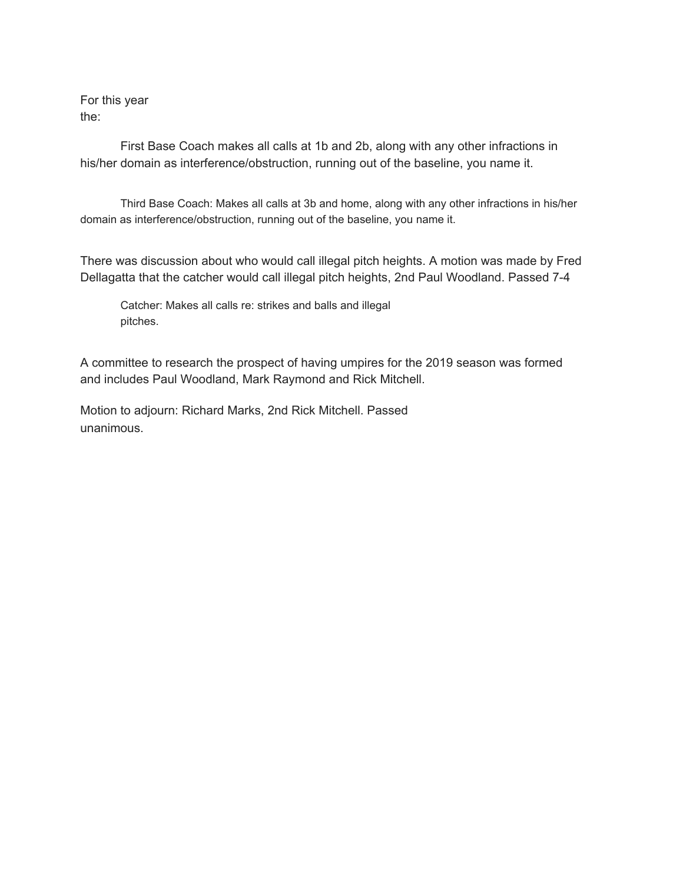For this year the:

First Base Coach makes all calls at 1b and 2b, along with any other infractions in his/her domain as interference/obstruction, running out of the baseline, you name it.

Third Base Coach: Makes all calls at 3b and home, along with any other infractions in his/her domain as interference/obstruction, running out of the baseline, you name it.

There was discussion about who would call illegal pitch heights. A motion was made by Fred Dellagatta that the catcher would call illegal pitch heights, 2nd Paul Woodland. Passed 7-4

Catcher: Makes all calls re: strikes and balls and illegal pitches.

A committee to research the prospect of having umpires for the 2019 season was formed and includes Paul Woodland, Mark Raymond and Rick Mitchell.

Motion to adjourn: Richard Marks, 2nd Rick Mitchell. Passed unanimous.